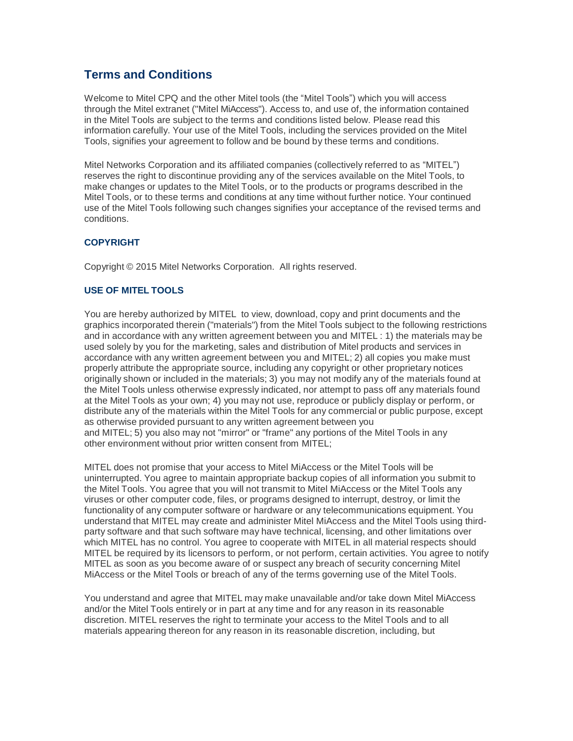## Terms and Conditions

Welcome to Mitel CPQ and the other Mitel tools (the "Mitel Tools") which you will access through the Mitel extranet ("Mitel MiAccess"). Access to, and use of, the information contained in the Mitel Tools are subject to the terms and conditions listed below. Please read this information carefully. Your use of the Mitel Tools, including the services provided on the Mitel Tools, signifies your agreement to follow and be bound by these terms and conditions.

Mitel Networks Corporation and its affiliated companies (collectively referred to as "MITEL") reserves the right to discontinue providing any of the services available on the Mitel Tools, to make changes or updates to the Mitel Tools, or to the products or programs described in the Mitel Tools, or to these terms and conditions at any time without further notice. Your continued use of the Mitel Tools following such changes signifies your acceptance of the revised terms and conditions.

### COPYRIGHT

Copyright © 2015 Mitel Networks Corporation. All rights reserved.

### USE OF MITEL TOOLS

You are hereby authorized by MITEL to view, download, copy and print documents and the graphics incorporated therein ("materials") from the Mitel Tools subject to the following restrictions and in accordance with any written agreement between you and MITEL : 1) the materials may be used solely by you for the marketing, sales and distribution of Mitel products and services in accordance with any written agreement between you and MITEL; 2) all copies you make must properly attribute the appropriate source, including any copyright or other proprietary notices originally shown or included in the materials; 3) you may not modify any of the materials found at the Mitel Tools unless otherwise expressly indicated, nor attempt to pass off any materials found at the Mitel Tools as your own; 4) you may not use, reproduce or publicly display or perform, or distribute any of the materials within the Mitel Tools for any commercial or public purpose, except as otherwise provided pursuant to any written agreement between you and MITEL; 5) you also may not "mirror" or "frame" any portions of the Mitel Tools in any other environment without prior written consent from MITEL;

MITEL does not promise that your access to Mitel MiAccess or the Mitel Tools will be uninterrupted. You agree to maintain appropriate backup copies of all information you submit to the Mitel Tools. You agree that you will not transmit to Mitel MiAccess or the Mitel Tools any viruses or other computer code, files, or programs designed to interrupt, destroy, or limit the functionality of any computer software or hardware or any telecommunications equipment. You understand that MITEL may create and administer Mitel MiAccess and the Mitel Tools using third-party software and that such software may have technical, licensing, and other limitations over which MITEL has no control. You agree to cooperate with MITEL in all material respects should MITEL be required by its licensors to perform, or not perform, certain activities. You agree to notify MITEL as soon as you become aware of or suspect any breach of security concerning Mitel MiAccess or the Mitel Tools or breach of any of the terms governing use of the Mitel Tools.

You understand and agree that MITEL may make unavailable and/or take down Mitel MiAccess and/or the Mitel Tools entirely or in part at any time and for any reason in its reasonable discretion. MITEL reserves the right to terminate your access to the Mitel Tools and to all materials appearing thereon for any reason in its reasonable discretion, including, but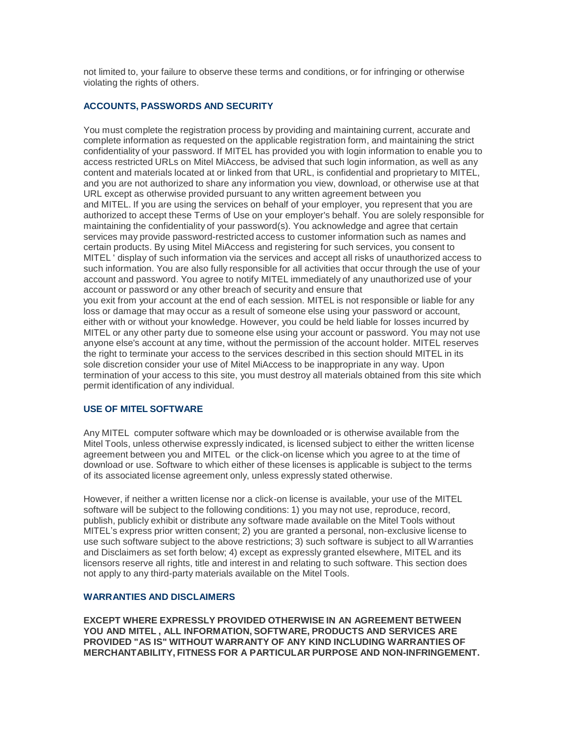not limited to, your failure to observe these terms and conditions, or for infringing or otherwise violating the rights of others.

## ACCOUNTS, PASSWORDS AND SECURITY

You must complete the registration process by providing and maintaining current, accurate and complete information as requested on the applicable registration form, and maintaining the strict confidentiality of your password. If MITEL has provided you with login information to enable you to access restricted URLs on Mitel MiAccess, be advised that such login information, as well as any content and materials located at or linked from that URL, is confidential and proprietary to MITEL, and you are not authorized to share any information you view, download, or otherwise use at that URL except as otherwise provided pursuant to any written agreement between you and MITEL. If you are using the services on behalf of your employer, you represent that you are authorized to accept these Terms of Use on your employer's behalf. You are solely responsible for maintaining the confidentiality of your password(s). You acknowledge and agree that certain services may provide password-restricted access to customer information such as names and certain products. By using Mitel MiAccess and registering for such services, you consent to MITEL ' display of such information via the services and accept all risks of unauthorized access to such information. You are also fully responsible for all activities that occur through the use of your account and password. You agree to notify MITEL immediately of any unauthorized use of your account or password or any other breach of security and ensure that you exit from your account at the end of each session. MITEL is not responsible or liable for any loss or damage that may occur as a result of someone else using your password or account, either with or without your knowledge. However, you could be held liable for losses incurred by MITEL or any other party due to someone else using your account or password. You may not use anyone else's account at any time, without the permission of the account holder. MITEL reserves the right to terminate your access to the services described in this section should MITEL in its sole discretion consider your use of Mitel MiAccess to be inappropriate in any way. Upon termination of your access to this site, you must destroy all materials obtained from this site which permit identification of any individual.

## USE OF MITEL SOFTWARE

Any MITEL computer software which may be downloaded or is otherwise available from the Mitel Tools, unless otherwise expressly indicated, is licensed subject to either the written license agreement between you and MITEL or the click-on license which you agree to at the time of download or use. Software to which either of these licenses is applicable is subject to the terms of its associated license agreement only, unless expressly stated otherwise.

However, if neither a written license nor a click-on license is available, your use of the MITEL software will be subject to the following conditions: 1) you may not use, reproduce, record, publish, publicly exhibit or distribute any software made available on the Mitel Tools without MITEL's express prior written consent; 2) you are granted a personal, non-exclusive license to use such software subject to the above restrictions; 3) such software is subject to all Warranties and Disclaimers as set forth below; 4) except as expressly granted elsewhere, MITEL and its licensors reserve all rights, title and interest in and relating to such software. This section does not apply to any third-party materials available on the Mitel Tools.

## WARRANTIES AND DISCLAIMERS

**EXCEPT WHERE EXPRESSLY PROVIDED OTHERWISE IN AN AGREEMENT BETWEEN YOU AND MITEL , ALL INFORMATION, SOFTWARE, PRODUCTS AND SERVICES ARE PROVIDED "AS IS" WITHOUT WARRANTY OF ANY KIND INCLUDING WARRANTIES OF MERCHANTABILITY, FITNESS FOR A PARTICULAR PURPOSE AND NON-INFRINGEMENT.**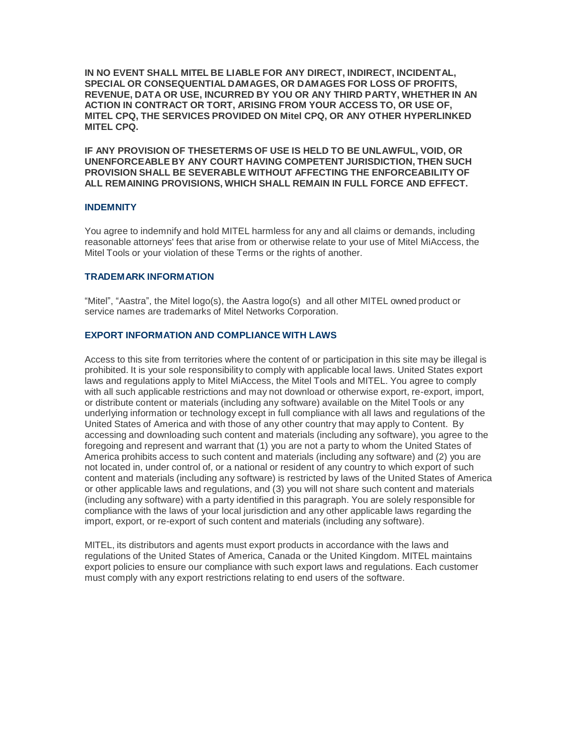**IN NO EVENT SHALL MITEL BE LIABLE FOR ANY DIRECT, INDIRECT, INCIDENTAL, SPECIAL OR CONSEQUENTIAL DAMAGES, OR DAMAGES FOR LOSS OF PROFITS, REVENUE, DATA OR USE, INCURRED BY YOU OR ANY THIRD PARTY, WHETHER IN AN ACTION IN CONTRACT OR TORT, ARISING FROM YOUR ACCESS TO, OR USE OF, MITEL CPQ, THE SERVICES PROVIDED ON Mitel CPQ, OR ANY OTHER HYPERLINKED MITEL CPQ.**

**IF ANY PROVISION OF THESETERMS OF USE IS HELD TO BE UNLAWFUL, VOID, OR UNENFORCEABLE BY ANY COURT HAVING COMPETENT JURISDICTION, THEN SUCH PROVISION SHALL BE SEVERABLE WITHOUT AFFECTING THE ENFORCEABILITY OF ALL REMAINING PROVISIONS, WHICH SHALL REMAIN IN FULL FORCE AND EFFECT.**

## INDEMNITY

You agree to indemnify and hold MITEL harmless for any and all claims or demands, including reasonable attorneys' fees that arise from or otherwise relate to your use of Mitel MiAccess, the Mitel Tools or your violation of these Terms or the rights of another.

## TRADEMARK INFORMATION

"Mitel", "Aastra", the Mitel logo(s), the Aastra logo(s) and all other MITEL owned product or service names are trademarks of Mitel Networks Corporation.

## EXPORT INFORMATION AND COMPLIANCE WITH LAWS

Access to this site from territories where the content of or participation in this site may be illegal is prohibited. It is your sole responsibility to comply with applicable local laws. United States export laws and regulations apply to Mitel MiAccess, the Mitel Tools and MITEL. You agree to comply with all such applicable restrictions and may not download or otherwise export, re-export, import, or distribute content or materials (including any software) available on the Mitel Tools or any underlying information or technology except in full compliance with all laws and regulations of the United States of America and with those of any other country that may apply to Content. By accessing and downloading such content and materials (including any software), you agree to the foregoing and represent and warrant that (1) you are not a party to whom the United States of America prohibits access to such content and materials (including any software) and (2) you are not located in, under control of, or a national or resident of any country to which export of such content and materials (including any software) is restricted by laws of the United States of America or other applicable laws and regulations, and (3) you will not share such content and materials (including any software) with a party identified in this paragraph. You are solely responsible for compliance with the laws of your local jurisdiction and any other applicable laws regarding the import, export, or re-export of such content and materials (including any software).

MITEL, its distributors and agents must export products in accordance with the laws and regulations of the United States of America, Canada or the United Kingdom. MITEL maintains export policies to ensure our compliance with such export laws and regulations. Each customer must comply with any export restrictions relating to end users of the software.